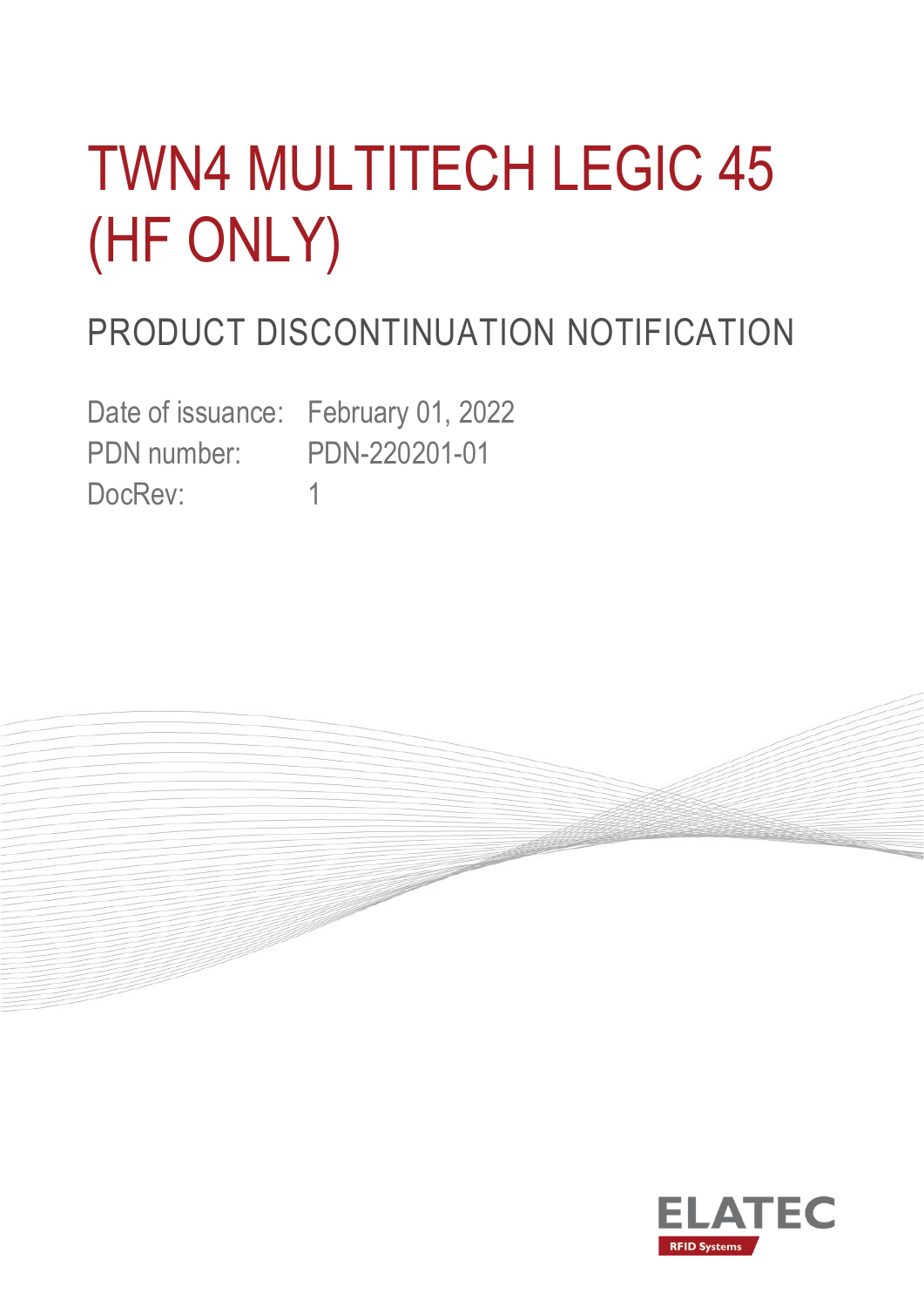# TWN4 MULTITECH LEGIC 45 (HF ONLY)

## PRODUCT DISCONTINUATION NOTIFICATION

Date of issuance: February 01, 2022
PDN number: PDN-220201-01
DocRev: 1

ELATEC
RFID Systems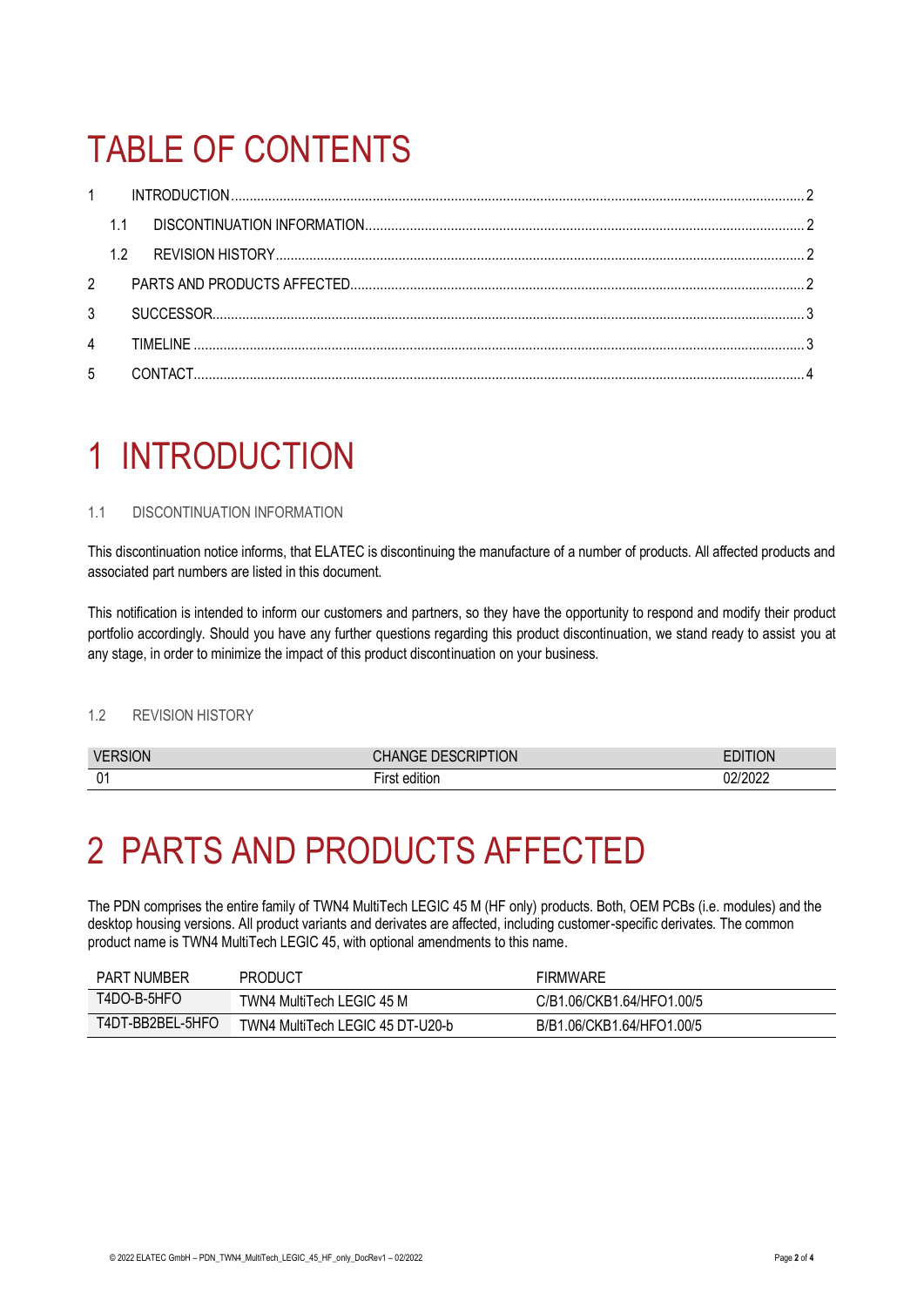# TABLE OF CONTENTS

| | | |
|---|---|---|
| 1 | INTRODUCTION | 2 |
| 1.1 | DISCONTINUATION INFORMATION | 2 |
| 1.2 | REVISION HISTORY | 2 |
| 2 | PARTS AND PRODUCTS AFFECTED | 2 |
| 3 | SUCCESSOR | 3 |
| 4 | TIMELINE | 3 |
| 5 | CONTACT | 4 |

# 1 INTRODUCTION

### 1.1 DISCONTINUATION INFORMATION

This discontinuation notice informs, that ELATEC is discontinuing the manufacture of a number of products. All affected products and associated part numbers are listed in this document.

This notification is intended to inform our customers and partners, so they have the opportunity to respond and modify their product portfolio accordingly. Should you have any further questions regarding this product discontinuation, we stand ready to assist you at any stage, in order to minimize the impact of this product discontinuation on your business.

### 1.2 REVISION HISTORY

| VERSION | CHANGE DESCRIPTION | EDITION |
|---|---|---|
| 01 | First edition | 02/2022 |

# 2 PARTS AND PRODUCTS AFFECTED

The PDN comprises the entire family of TWN4 MultiTech LEGIC 45 M (HF only) products. Both, OEM PCBs (i.e. modules) and the desktop housing versions. All product variants and derivates are affected, including customer-specific derivates. The common product name is TWN4 MultiTech LEGIC 45, with optional amendments to this name.

| PART NUMBER | PRODUCT | FIRMWARE |
|---|---|---|
| T4DO-B-5HFO | TWN4 MultiTech LEGIC 45 M | C/B1.06/CKB1.64/HFO1.00/5 |
| T4DT-BB2BEL-5HFO | TWN4 MultiTech LEGIC 45 DT-U20-b | B/B1.06/CKB1.64/HFO1.00/5 |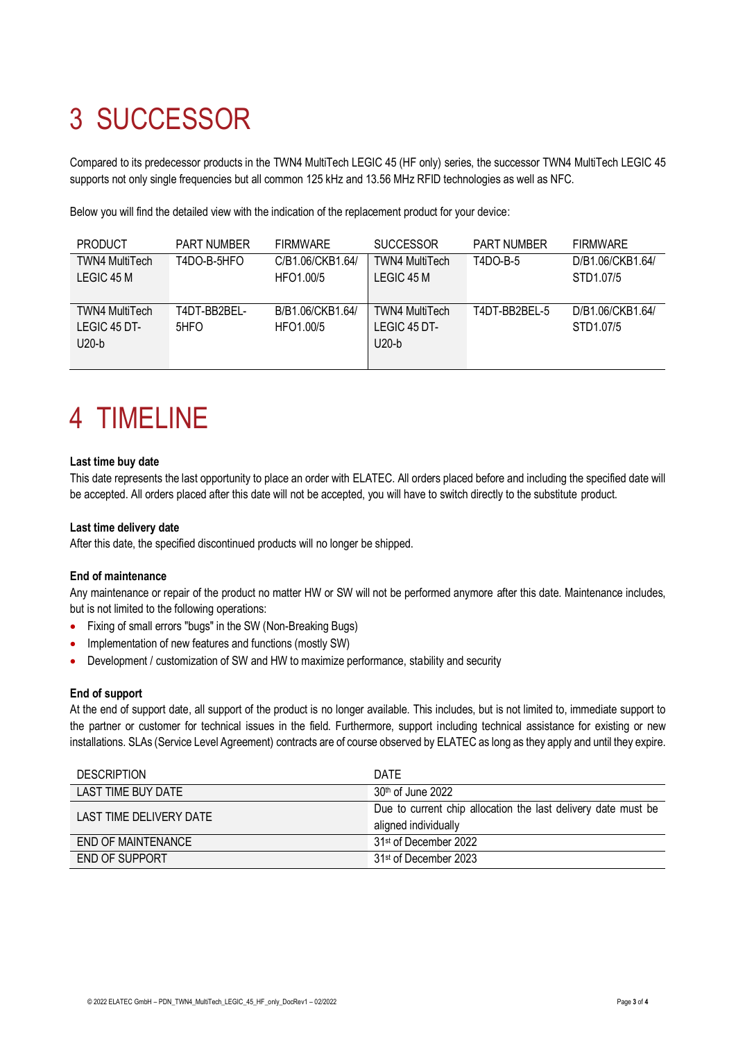# 3 SUCCESSOR

Compared to its predecessor products in the TWN4 MultiTech LEGIC 45 (HF only) series, the successor TWN4 MultiTech LEGIC 45 supports not only single frequencies but all common 125 kHz and 13.56 MHz RFID technologies as well as NFC.

Below you will find the detailed view with the indication of the replacement product for your device:

| PRODUCT | PART NUMBER | FIRMWARE | SUCCESSOR | PART NUMBER | FIRMWARE |
|---|---|---|---|---|---|
| TWN4 MultiTech LEGIC 45 M | T4DO-B-5HFO | C/B1.06/CKB1.64/ HFO1.00/5 | TWN4 MultiTech LEGIC 45 M | T4DO-B-5 | D/B1.06/CKB1.64/ STD1.07/5 |
| TWN4 MultiTech LEGIC 45 DT-U20-b | T4DT-BB2BEL-5HFO | B/B1.06/CKB1.64/ HFO1.00/5 | TWN4 MultiTech LEGIC 45 DT-U20-b | T4DT-BB2BEL-5 | D/B1.06/CKB1.64/ STD1.07/5 |

# 4 TIMELINE

**Last time buy date**

This date represents the last opportunity to place an order with ELATEC. All orders placed before and including the specified date will be accepted. All orders placed after this date will not be accepted, you will have to switch directly to the substitute product.

**Last time delivery date**

After this date, the specified discontinued products will no longer be shipped.

**End of maintenance**

Any maintenance or repair of the product no matter HW or SW will not be performed anymore after this date. Maintenance includes, but is not limited to the following operations:

- Fixing of small errors "bugs" in the SW (Non-Breaking Bugs)
- Implementation of new features and functions (mostly SW)
- Development / customization of SW and HW to maximize performance, stability and security

**End of support**

At the end of support date, all support of the product is no longer available. This includes, but is not limited to, immediate support to the partner or customer for technical issues in the field. Furthermore, support including technical assistance for existing or new installations. SLAs (Service Level Agreement) contracts are of course observed by ELATEC as long as they apply and until they expire.

| DESCRIPTION | DATE |
|---|---|
| LAST TIME BUY DATE | 30th of June 2022 |
| LAST TIME DELIVERY DATE | Due to current chip allocation the last delivery date must be aligned individually |
| END OF MAINTENANCE | 31st of December 2022 |
| END OF SUPPORT | 31st of December 2023 |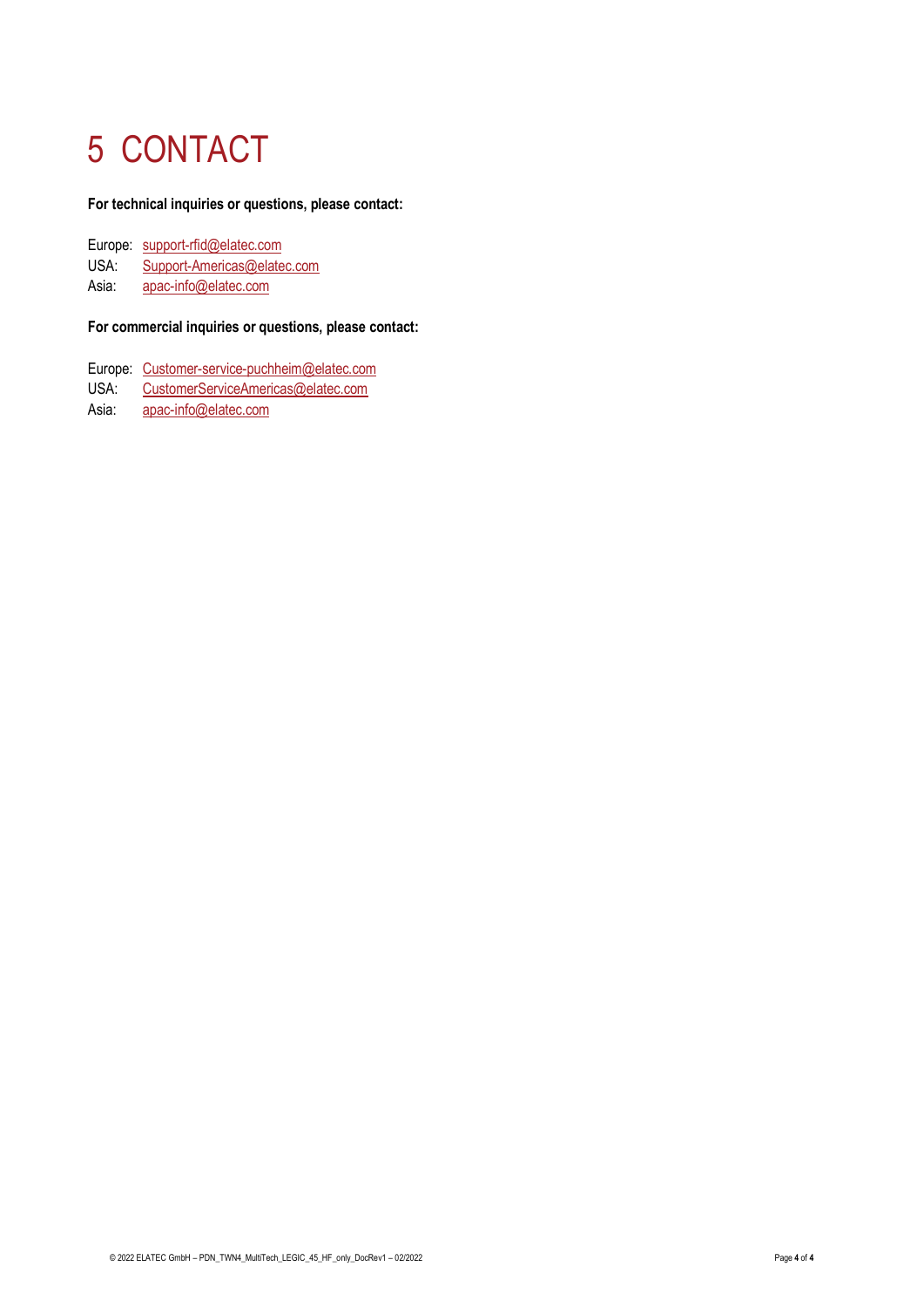# 5 CONTACT

**For technical inquiries or questions, please contact:**

Europe: support-rfid@elatec.com
USA: Support-Americas@elatec.com
Asia: apac-info@elatec.com

**For commercial inquiries or questions, please contact:**

Europe: Customer-service-puchheim@elatec.com
USA: CustomerServiceAmericas@elatec.com
Asia: apac-info@elatec.com